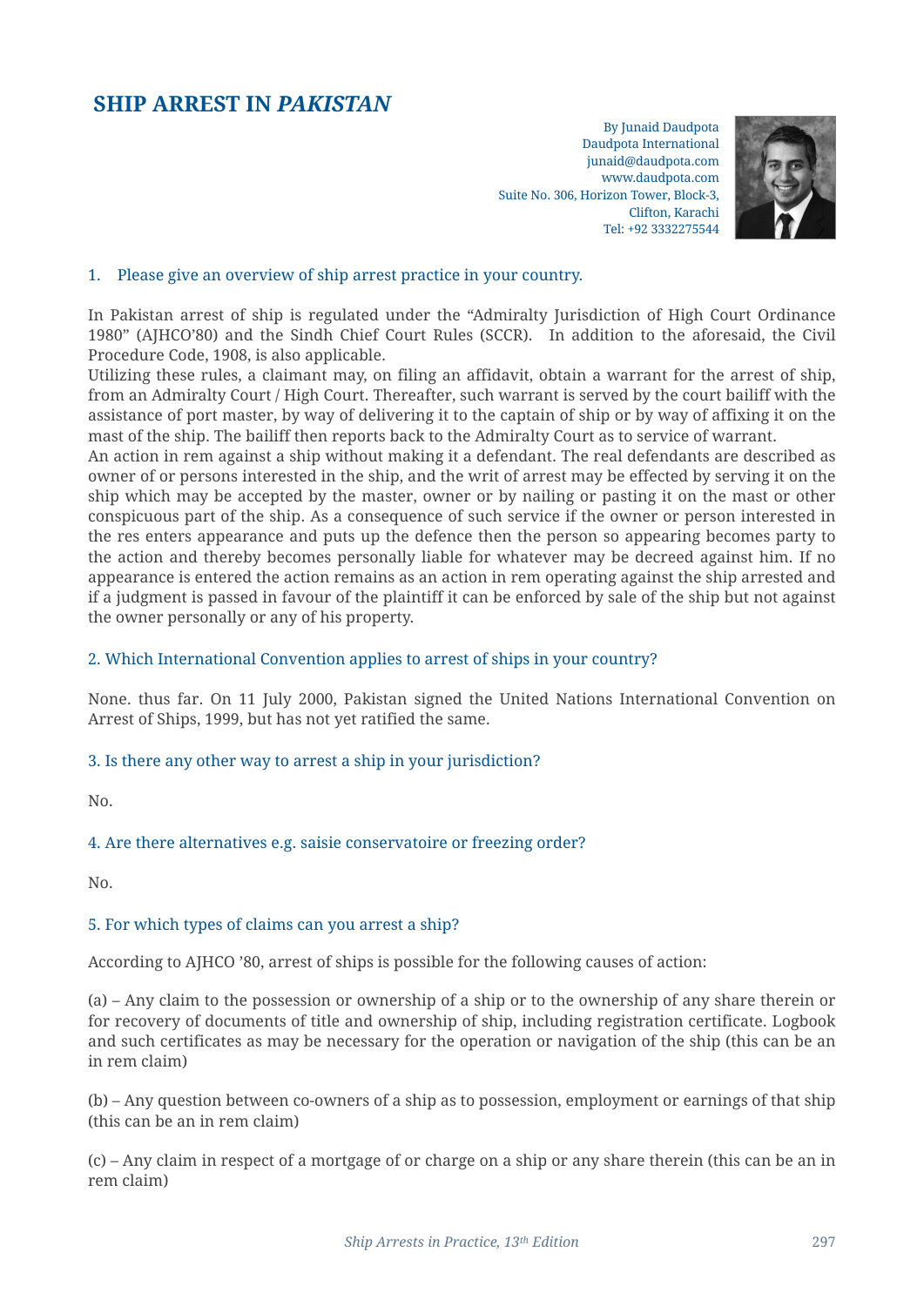# SHIP ARREST IN *PAKISTAN*

By Junaid Daudpota
Daudpota International
junaid@daudpota.com
www.daudpota.com
Suite No. 306, Horizon Tower, Block-3,
Clifton, Karachi
Tel: +92 3332275544

## 1. Please give an overview of ship arrest practice in your country.

In Pakistan arrest of ship is regulated under the "Admiralty Jurisdiction of High Court Ordinance 1980" (AJHCO'80) and the Sindh Chief Court Rules (SCCR). In addition to the aforesaid, the Civil Procedure Code, 1908, is also applicable.
Utilizing these rules, a claimant may, on filing an affidavit, obtain a warrant for the arrest of ship, from an Admiralty Court / High Court. Thereafter, such warrant is served by the court bailiff with the assistance of port master, by way of delivering it to the captain of ship or by way of affixing it on the mast of the ship. The bailiff then reports back to the Admiralty Court as to service of warrant.
An action in rem against a ship without making it a defendant. The real defendants are described as owner of or persons interested in the ship, and the writ of arrest may be effected by serving it on the ship which may be accepted by the master, owner or by nailing or pasting it on the mast or other conspicuous part of the ship. As a consequence of such service if the owner or person interested in the res enters appearance and puts up the defence then the person so appearing becomes party to the action and thereby becomes personally liable for whatever may be decreed against him. If no appearance is entered the action remains as an action in rem operating against the ship arrested and if a judgment is passed in favour of the plaintiff it can be enforced by sale of the ship but not against the owner personally or any of his property.

## 2. Which International Convention applies to arrest of ships in your country?

None. thus far. On 11 July 2000, Pakistan signed the United Nations International Convention on Arrest of Ships, 1999, but has not yet ratified the same.

## 3. Is there any other way to arrest a ship in your jurisdiction?

No.

## 4. Are there alternatives e.g. saisie conservatoire or freezing order?

No.

## 5. For which types of claims can you arrest a ship?

According to AJHCO '80, arrest of ships is possible for the following causes of action:

(a) – Any claim to the possession or ownership of a ship or to the ownership of any share therein or for recovery of documents of title and ownership of ship, including registration certificate. Logbook and such certificates as may be necessary for the operation or navigation of the ship (this can be an in rem claim)

(b) – Any question between co-owners of a ship as to possession, employment or earnings of that ship (this can be an in rem claim)

(c) – Any claim in respect of a mortgage of or charge on a ship or any share therein (this can be an in rem claim)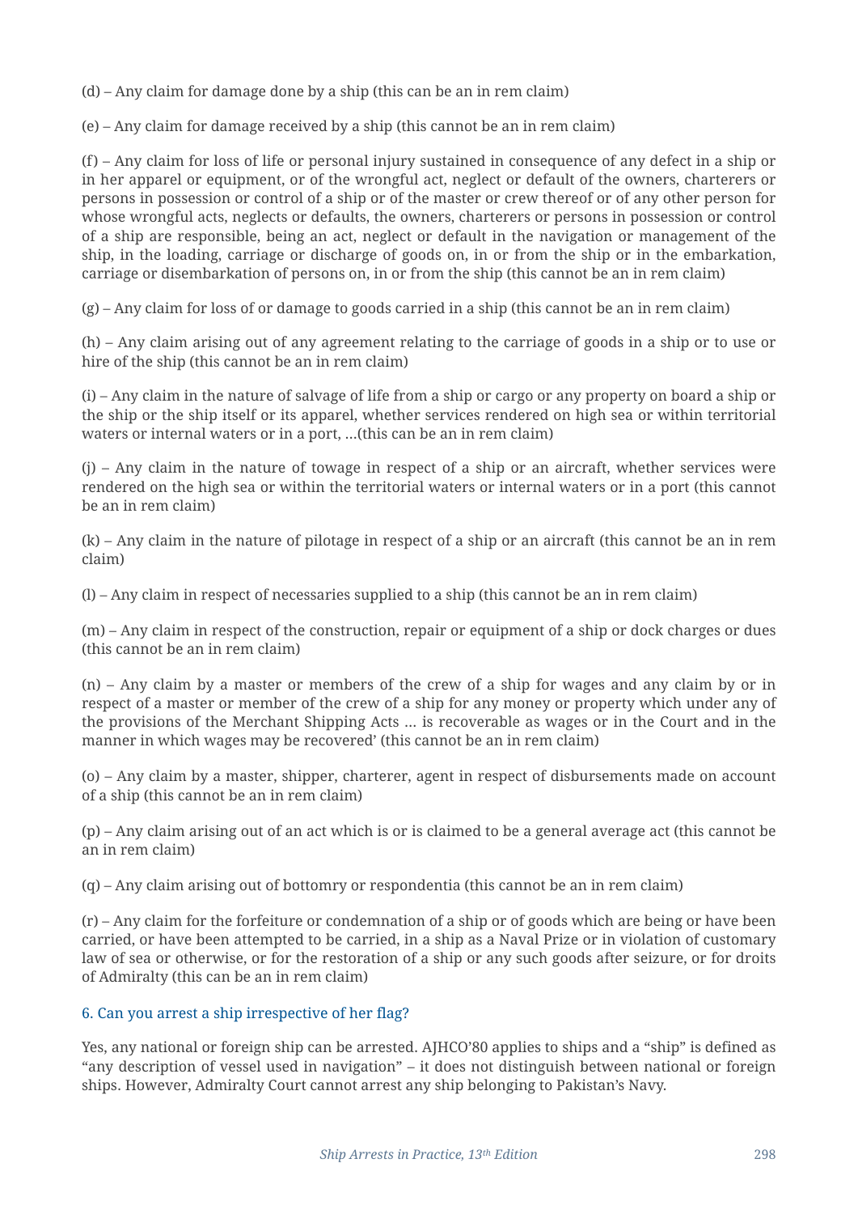(d) – Any claim for damage done by a ship (this can be an in rem claim)

(e) – Any claim for damage received by a ship (this cannot be an in rem claim)

(f) – Any claim for loss of life or personal injury sustained in consequence of any defect in a ship or in her apparel or equipment, or of the wrongful act, neglect or default of the owners, charterers or persons in possession or control of a ship or of the master or crew thereof or of any other person for whose wrongful acts, neglects or defaults, the owners, charterers or persons in possession or control of a ship are responsible, being an act, neglect or default in the navigation or management of the ship, in the loading, carriage or discharge of goods on, in or from the ship or in the embarkation, carriage or disembarkation of persons on, in or from the ship (this cannot be an in rem claim)

(g) – Any claim for loss of or damage to goods carried in a ship (this cannot be an in rem claim)

(h) – Any claim arising out of any agreement relating to the carriage of goods in a ship or to use or hire of the ship (this cannot be an in rem claim)

(i) – Any claim in the nature of salvage of life from a ship or cargo or any property on board a ship or the ship or the ship itself or its apparel, whether services rendered on high sea or within territorial waters or internal waters or in a port, …(this can be an in rem claim)

(j) – Any claim in the nature of towage in respect of a ship or an aircraft, whether services were rendered on the high sea or within the territorial waters or internal waters or in a port (this cannot be an in rem claim)

(k) – Any claim in the nature of pilotage in respect of a ship or an aircraft (this cannot be an in rem claim)

(l) – Any claim in respect of necessaries supplied to a ship (this cannot be an in rem claim)

(m) – Any claim in respect of the construction, repair or equipment of a ship or dock charges or dues (this cannot be an in rem claim)

(n) – Any claim by a master or members of the crew of a ship for wages and any claim by or in respect of a master or member of the crew of a ship for any money or property which under any of the provisions of the Merchant Shipping Acts … is recoverable as wages or in the Court and in the manner in which wages may be recovered' (this cannot be an in rem claim)

(o) – Any claim by a master, shipper, charterer, agent in respect of disbursements made on account of a ship (this cannot be an in rem claim)

(p) – Any claim arising out of an act which is or is claimed to be a general average act (this cannot be an in rem claim)

(q) – Any claim arising out of bottomry or respondentia (this cannot be an in rem claim)

(r) – Any claim for the forfeiture or condemnation of a ship or of goods which are being or have been carried, or have been attempted to be carried, in a ship as a Naval Prize or in violation of customary law of sea or otherwise, or for the restoration of a ship or any such goods after seizure, or for droits of Admiralty (this can be an in rem claim)

### 6. Can you arrest a ship irrespective of her flag?

Yes, any national or foreign ship can be arrested. AJHCO'80 applies to ships and a "ship" is defined as "any description of vessel used in navigation" – it does not distinguish between national or foreign ships. However, Admiralty Court cannot arrest any ship belonging to Pakistan's Navy.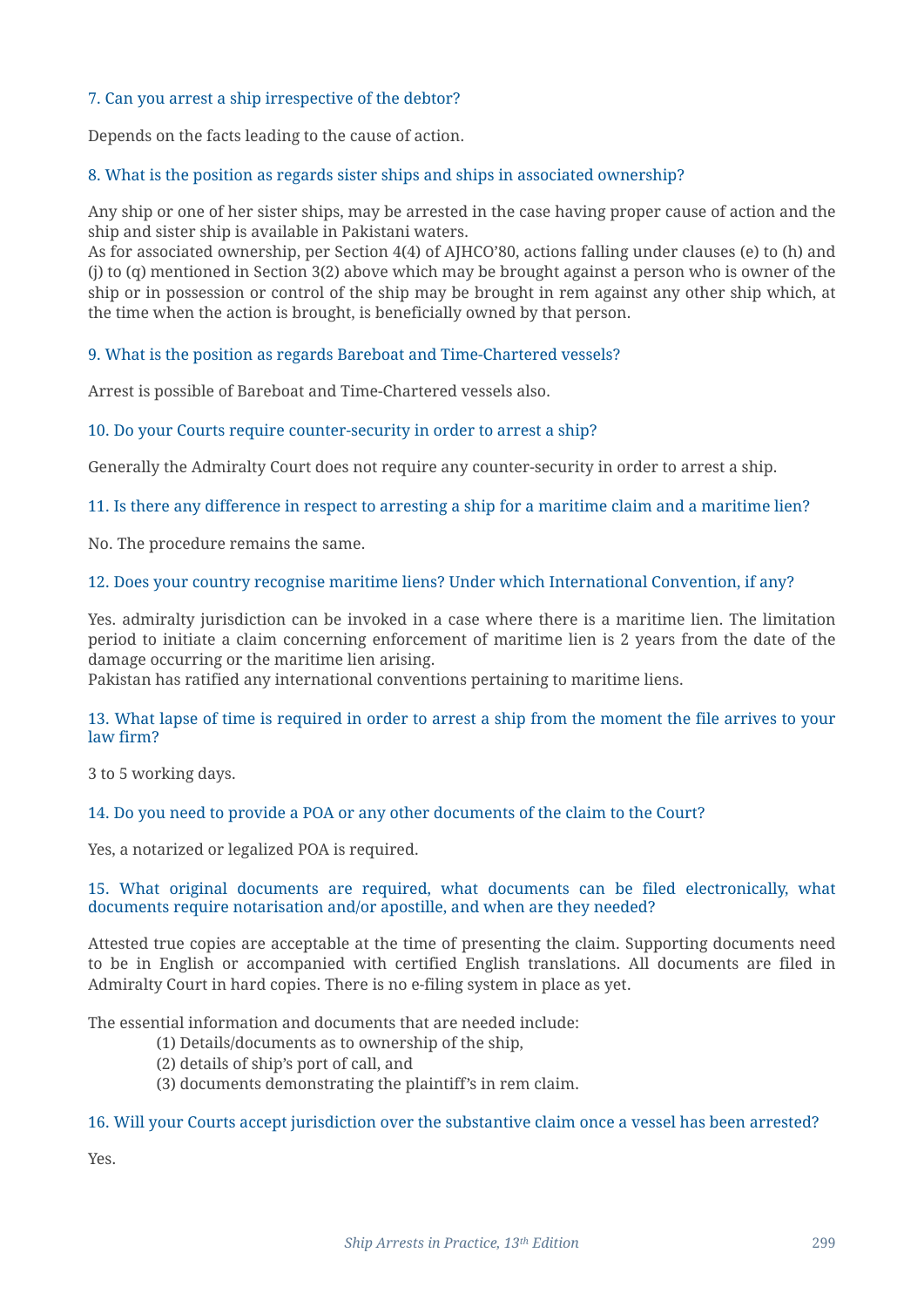### 7. Can you arrest a ship irrespective of the debtor?

Depends on the facts leading to the cause of action.

### 8. What is the position as regards sister ships and ships in associated ownership?

Any ship or one of her sister ships, may be arrested in the case having proper cause of action and the ship and sister ship is available in Pakistani waters.
As for associated ownership, per Section 4(4) of AJHCO'80, actions falling under clauses (e) to (h) and (j) to (q) mentioned in Section 3(2) above which may be brought against a person who is owner of the ship or in possession or control of the ship may be brought in rem against any other ship which, at the time when the action is brought, is beneficially owned by that person.

### 9. What is the position as regards Bareboat and Time-Chartered vessels?

Arrest is possible of Bareboat and Time-Chartered vessels also.

### 10. Do your Courts require counter-security in order to arrest a ship?

Generally the Admiralty Court does not require any counter-security in order to arrest a ship.

### 11. Is there any difference in respect to arresting a ship for a maritime claim and a maritime lien?

No. The procedure remains the same.

### 12. Does your country recognise maritime liens? Under which International Convention, if any?

Yes. admiralty jurisdiction can be invoked in a case where there is a maritime lien. The limitation period to initiate a claim concerning enforcement of maritime lien is 2 years from the date of the damage occurring or the maritime lien arising.
Pakistan has ratified any international conventions pertaining to maritime liens.

### 13. What lapse of time is required in order to arrest a ship from the moment the file arrives to your law firm?

3 to 5 working days.

### 14. Do you need to provide a POA or any other documents of the claim to the Court?

Yes, a notarized or legalized POA is required.

### 15. What original documents are required, what documents can be filed electronically, what documents require notarisation and/or apostille, and when are they needed?

Attested true copies are acceptable at the time of presenting the claim. Supporting documents need to be in English or accompanied with certified English translations. All documents are filed in Admiralty Court in hard copies. There is no e-filing system in place as yet.

The essential information and documents that are needed include:

(1) Details/documents as to ownership of the ship,
(2) details of ship's port of call, and
(3) documents demonstrating the plaintiff's in rem claim.

### 16. Will your Courts accept jurisdiction over the substantive claim once a vessel has been arrested?

Yes.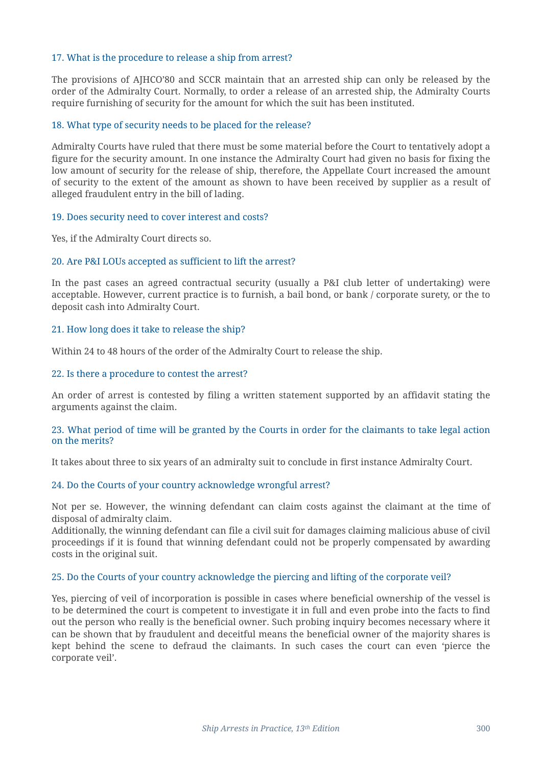### 17. What is the procedure to release a ship from arrest?

The provisions of AJHCO'80 and SCCR maintain that an arrested ship can only be released by the order of the Admiralty Court. Normally, to order a release of an arrested ship, the Admiralty Courts require furnishing of security for the amount for which the suit has been instituted.

### 18. What type of security needs to be placed for the release?

Admiralty Courts have ruled that there must be some material before the Court to tentatively adopt a figure for the security amount. In one instance the Admiralty Court had given no basis for fixing the low amount of security for the release of ship, therefore, the Appellate Court increased the amount of security to the extent of the amount as shown to have been received by supplier as a result of alleged fraudulent entry in the bill of lading.

### 19. Does security need to cover interest and costs?

Yes, if the Admiralty Court directs so.

### 20. Are P&I LOUs accepted as sufficient to lift the arrest?

In the past cases an agreed contractual security (usually a P&I club letter of undertaking) were acceptable. However, current practice is to furnish, a bail bond, or bank / corporate surety, or the to deposit cash into Admiralty Court.

### 21. How long does it take to release the ship?

Within 24 to 48 hours of the order of the Admiralty Court to release the ship.

### 22. Is there a procedure to contest the arrest?

An order of arrest is contested by filing a written statement supported by an affidavit stating the arguments against the claim.

### 23. What period of time will be granted by the Courts in order for the claimants to take legal action on the merits?

It takes about three to six years of an admiralty suit to conclude in first instance Admiralty Court.

### 24. Do the Courts of your country acknowledge wrongful arrest?

Not per se. However, the winning defendant can claim costs against the claimant at the time of disposal of admiralty claim.
Additionally, the winning defendant can file a civil suit for damages claiming malicious abuse of civil proceedings if it is found that winning defendant could not be properly compensated by awarding costs in the original suit.

### 25. Do the Courts of your country acknowledge the piercing and lifting of the corporate veil?

Yes, piercing of veil of incorporation is possible in cases where beneficial ownership of the vessel is to be determined the court is competent to investigate it in full and even probe into the facts to find out the person who really is the beneficial owner. Such probing inquiry becomes necessary where it can be shown that by fraudulent and deceitful means the beneficial owner of the majority shares is kept behind the scene to defraud the claimants. In such cases the court can even 'pierce the corporate veil'.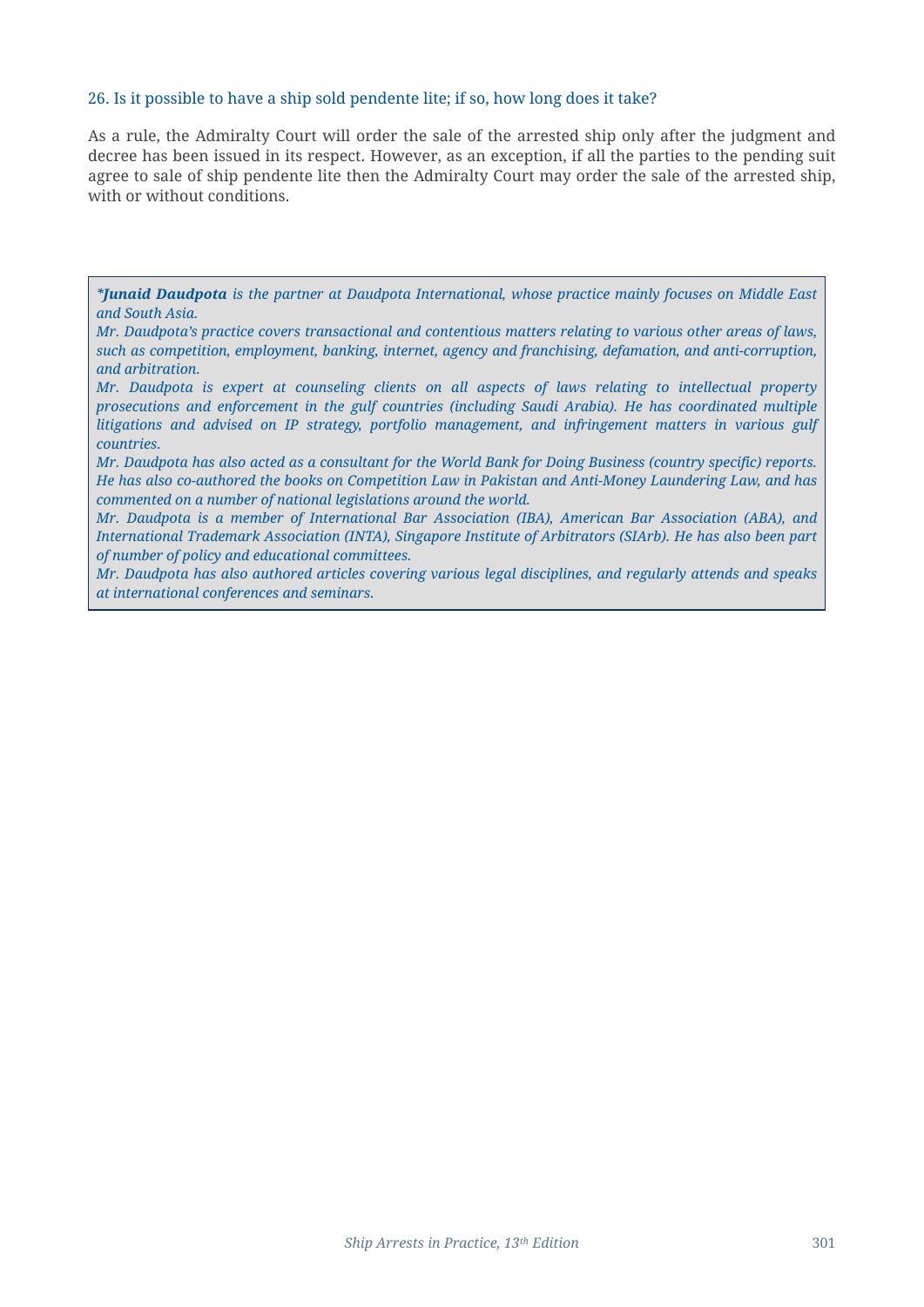### 26. Is it possible to have a ship sold pendente lite; if so, how long does it take?

As a rule, the Admiralty Court will order the sale of the arrested ship only after the judgment and decree has been issued in its respect. However, as an exception, if all the parties to the pending suit agree to sale of ship pendente lite then the Admiralty Court may order the sale of the arrested ship, with or without conditions.

*__*Junaid Daudpota__ is the partner at Daudpota International, whose practice mainly focuses on Middle East and South Asia.*

*Mr. Daudpota's practice covers transactional and contentious matters relating to various other areas of laws, such as competition, employment, banking, internet, agency and franchising, defamation, and anti-corruption, and arbitration.*

*Mr. Daudpota is expert at counseling clients on all aspects of laws relating to intellectual property prosecutions and enforcement in the gulf countries (including Saudi Arabia). He has coordinated multiple litigations and advised on IP strategy, portfolio management, and infringement matters in various gulf countries.*

*Mr. Daudpota has also acted as a consultant for the World Bank for Doing Business (country specific) reports. He has also co-authored the books on Competition Law in Pakistan and Anti-Money Laundering Law, and has commented on a number of national legislations around the world.*

*Mr. Daudpota is a member of International Bar Association (IBA), American Bar Association (ABA), and International Trademark Association (INTA), Singapore Institute of Arbitrators (SIArb). He has also been part of number of policy and educational committees.*

*Mr. Daudpota has also authored articles covering various legal disciplines, and regularly attends and speaks at international conferences and seminars.*